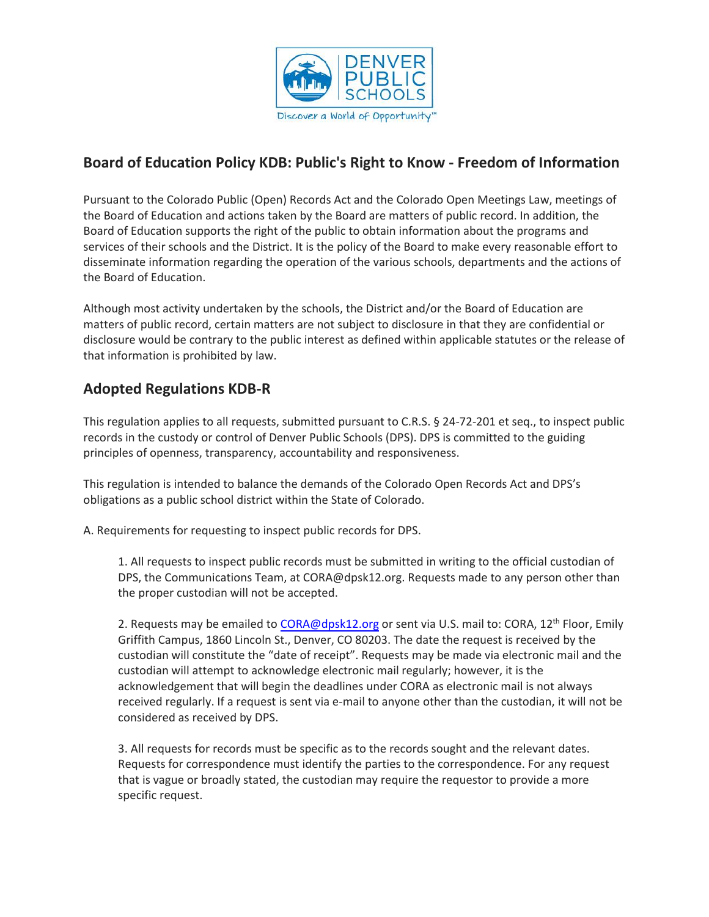## Board of Education Policy KDB: Public's Right to Know - Freedom of Information

Pursuant to the Colorado Public (Open) Records Act and the Colorado Open Meetings Law, meetings of the Board of Education and actions taken by the Board are matters of public record. In addition, the Board of Education supports the right of the public to obtain information about the programs and services of their schools and the District. It is the policy of the Board to make every reasonable effort to disseminate information regarding the operation of the various schools, departments and the actions of the Board of Education.

Although most activity undertaken by the schools, the District and/or the Board of Education are matters of public record, certain matters are not subject to disclosure in that they are confidential or disclosure would be contrary to the public interest as defined within applicable statutes or the release of that information is prohibited by law.

## Adopted Regulations KDB-R

This regulation applies to all requests, submitted pursuant to C.R.S. § 24-72-201 et seq., to inspect public records in the custody or control of Denver Public Schools (DPS). DPS is committed to the guiding principles of openness, transparency, accountability and responsiveness.

This regulation is intended to balance the demands of the Colorado Open Records Act and DPS's obligations as a public school district within the State of Colorado.

A. Requirements for requesting to inspect public records for DPS.

1. All requests to inspect public records must be submitted in writing to the official custodian of DPS, the Communications Team, at CORA@dpsk12.org. Requests made to any person other than the proper custodian will not be accepted.

2. Requests may be emailed to CORA@dpsk12.org or sent via U.S. mail to: CORA, 12th Floor, Emily Griffith Campus, 1860 Lincoln St., Denver, CO 80203. The date the request is received by the custodian will constitute the "date of receipt". Requests may be made via electronic mail and the custodian will attempt to acknowledge electronic mail regularly; however, it is the acknowledgement that will begin the deadlines under CORA as electronic mail is not always received regularly. If a request is sent via e-mail to anyone other than the custodian, it will not be considered as received by DPS.

3. All requests for records must be specific as to the records sought and the relevant dates. Requests for correspondence must identify the parties to the correspondence. For any request that is vague or broadly stated, the custodian may require the requestor to provide a more specific request.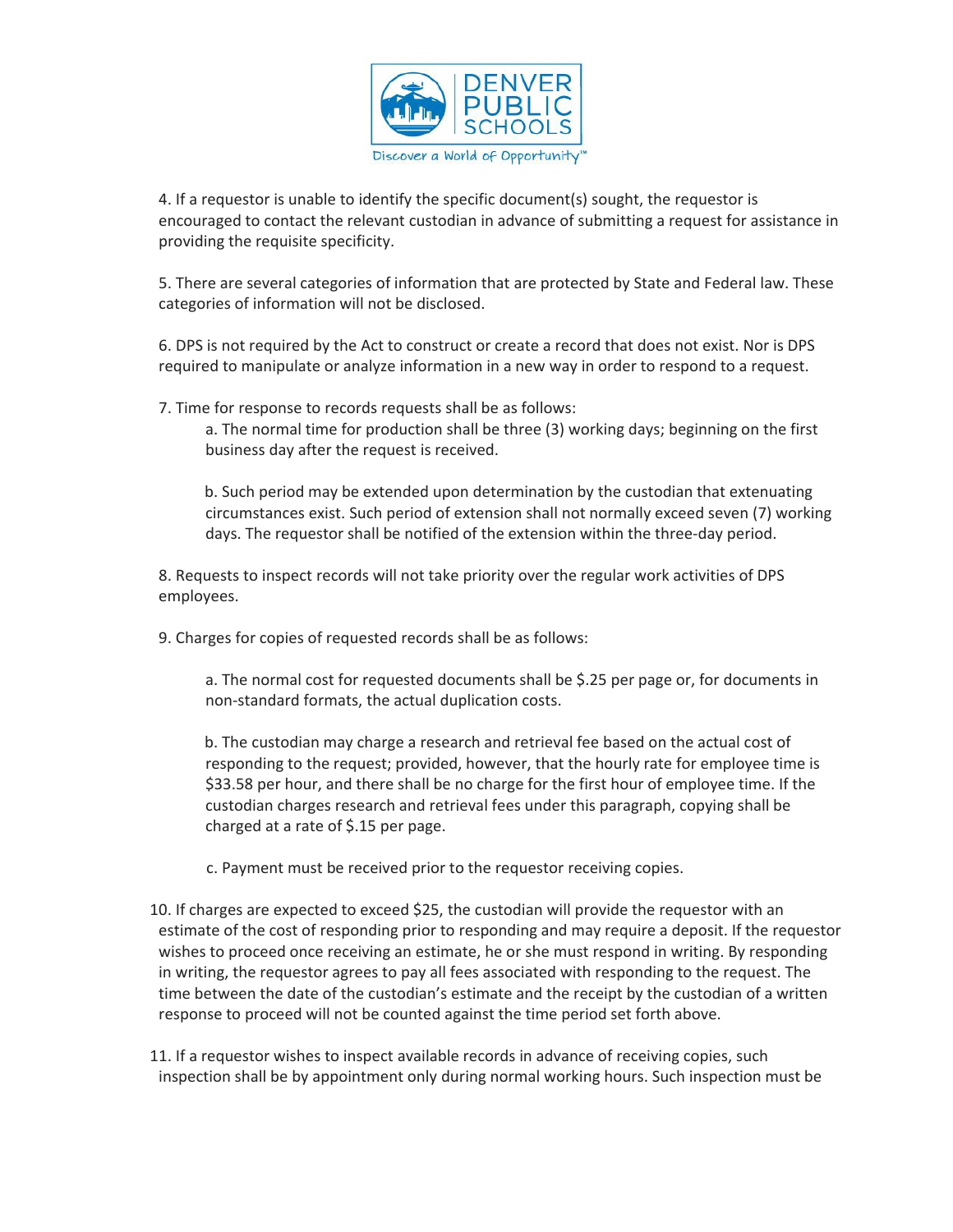4. If a requestor is unable to identify the specific document(s) sought, the requestor is encouraged to contact the relevant custodian in advance of submitting a request for assistance in providing the requisite specificity.

5. There are several categories of information that are protected by State and Federal law. These categories of information will not be disclosed.

6. DPS is not required by the Act to construct or create a record that does not exist. Nor is DPS required to manipulate or analyze information in a new way in order to respond to a request.

7. Time for response to records requests shall be as follows:

   a. The normal time for production shall be three (3) working days; beginning on the first business day after the request is received.

   b. Such period may be extended upon determination by the custodian that extenuating circumstances exist. Such period of extension shall not normally exceed seven (7) working days. The requestor shall be notified of the extension within the three-day period.

8. Requests to inspect records will not take priority over the regular work activities of DPS employees.

9. Charges for copies of requested records shall be as follows:

   a. The normal cost for requested documents shall be $.25 per page or, for documents in non-standard formats, the actual duplication costs.

   b. The custodian may charge a research and retrieval fee based on the actual cost of responding to the request; provided, however, that the hourly rate for employee time is $33.58 per hour, and there shall be no charge for the first hour of employee time. If the custodian charges research and retrieval fees under this paragraph, copying shall be charged at a rate of $.15 per page.

   c. Payment must be received prior to the requestor receiving copies.

10. If charges are expected to exceed $25, the custodian will provide the requestor with an estimate of the cost of responding prior to responding and may require a deposit. If the requestor wishes to proceed once receiving an estimate, he or she must respond in writing. By responding in writing, the requestor agrees to pay all fees associated with responding to the request. The time between the date of the custodian's estimate and the receipt by the custodian of a written response to proceed will not be counted against the time period set forth above.

11. If a requestor wishes to inspect available records in advance of receiving copies, such inspection shall be by appointment only during normal working hours. Such inspection must be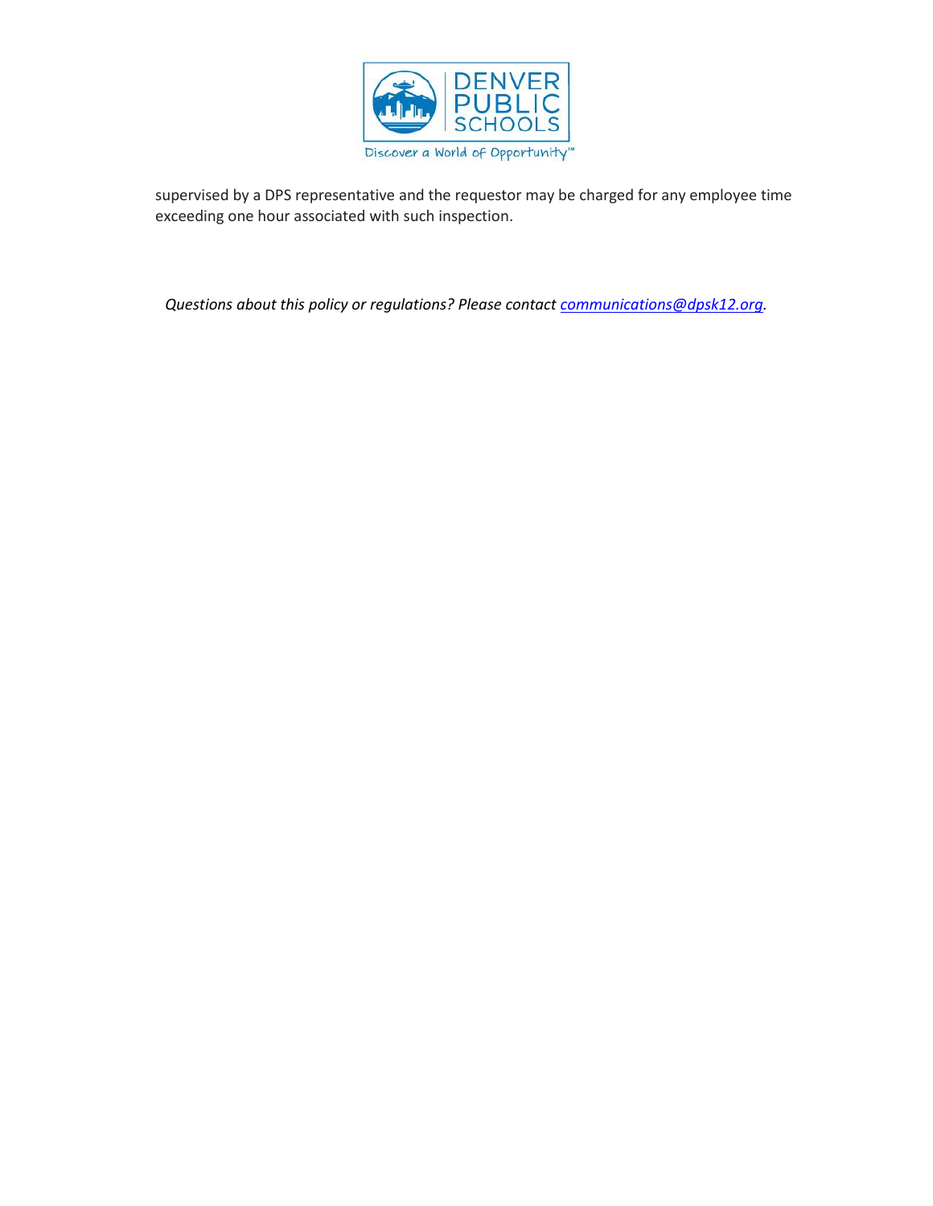supervised by a DPS representative and the requestor may be charged for any employee time exceeding one hour associated with such inspection.

*Questions about this policy or regulations? Please contact [communications@dpsk12.org](mailto:communications@dpsk12.org).*